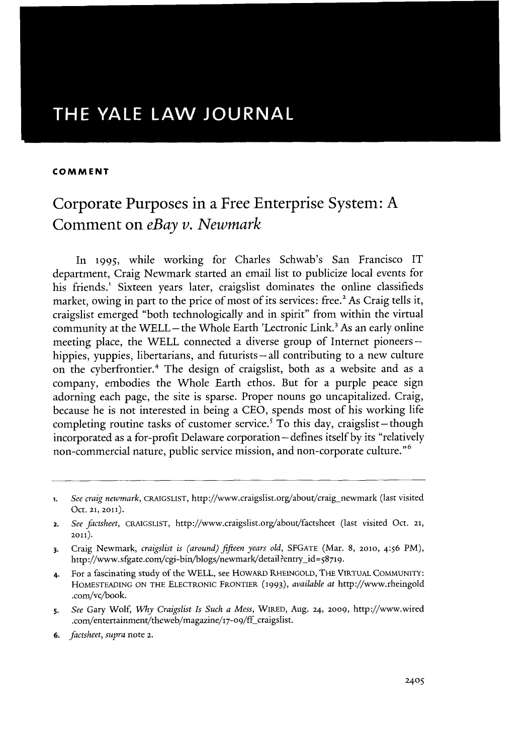# THE YALE LAW JOURNAL

**COMMENT**

## Corporate Purposes in a Free Enterprise System: A Comment on *eBay v. Newmark*

In 1995, while working for Charles Schwab's San Francisco IT department, Craig Newmark started an email list to publicize local events for his friends.[1] Sixteen years later, craigslist dominates the online classifieds market, owing in part to the price of most of its services: free.[2] As Craig tells it, craigslist emerged "both technologically and in spirit" from within the virtual community at the WELL—the Whole Earth 'Lectronic Link.[3] As an early online meeting place, the WELL connected a diverse group of Internet pioneers—hippies, yuppies, libertarians, and futurists—all contributing to a new culture on the cyberfrontier.[4] The design of craigslist, both as a website and as a company, embodies the Whole Earth ethos. But for a purple peace sign adorning each page, the site is sparse. Proper nouns go uncapitalized. Craig, because he is not interested in being a CEO, spends most of his working life completing routine tasks of customer service.[5] To this day, craigslist—though incorporated as a for-profit Delaware corporation—defines itself by its "relatively non-commercial nature, public service mission, and non-corporate culture."[6]

---

1. *See craig newmark*, CRAIGSLIST, http://www.craigslist.org/about/craig_newmark (last visited Oct. 21, 2011).
2. *See factsheet*, CRAIGSLIST, http://www.craigslist.org/about/factsheet (last visited Oct. 21, 2011).
3. Craig Newmark, *craigslist is (around) fifteen years old*, SFGATE (Mar. 8, 2010, 4:56 PM), http://www.sfgate.com/cgi-bin/blogs/newmark/detail?entry_id=58719.
4. For a fascinating study of the WELL, see HOWARD RHEINGOLD, THE VIRTUAL COMMUNITY: HOMESTEADING ON THE ELECTRONIC FRONTIER (1993), *available at* http://www.rheingold.com/vc/book.
5. *See* Gary Wolf, *Why Craigslist Is Such a Mess*, WIRED, Aug. 24, 2009, http://www.wired.com/entertainment/theweb/magazine/17-09/ff_craigslist.
6. *factsheet*, *supra* note 2.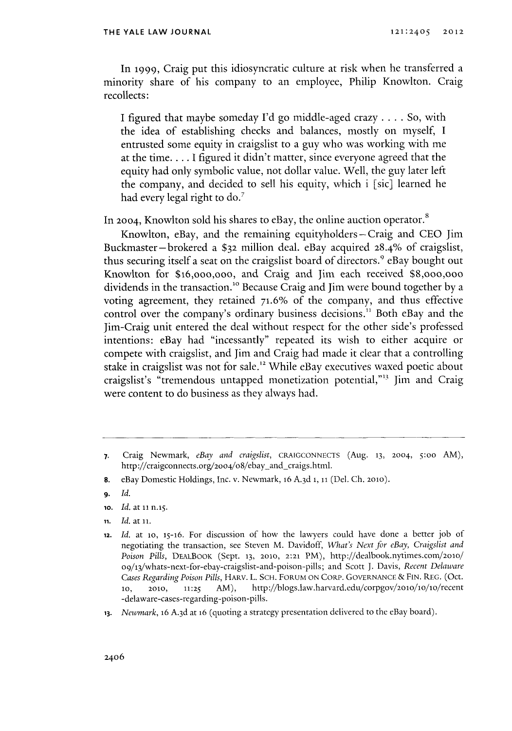In 1999, Craig put this idiosyncratic culture at risk when he transferred a minority share of his company to an employee, Philip Knowlton. Craig recollects:

> I figured that maybe someday I'd go middle-aged crazy . . . . So, with the idea of establishing checks and balances, mostly on myself, I entrusted some equity in craigslist to a guy who was working with me at the time. . . . I figured it didn't matter, since everyone agreed that the equity had only symbolic value, not dollar value. Well, the guy later left the company, and decided to sell his equity, which i [sic] learned he had every legal right to do.[7]

In 2004, Knowlton sold his shares to eBay, the online auction operator.[8]

Knowlton, eBay, and the remaining equityholders—Craig and CEO Jim Buckmaster—brokered a $32 million deal. eBay acquired 28.4% of craigslist, thus securing itself a seat on the craigslist board of directors.[9] eBay bought out Knowlton for $16,000,000, and Craig and Jim each received $8,000,000 dividends in the transaction.[10] Because Craig and Jim were bound together by a voting agreement, they retained 71.6% of the company, and thus effective control over the company's ordinary business decisions.[11] Both eBay and the Jim-Craig unit entered the deal without respect for the other side's professed intentions: eBay had "incessantly" repeated its wish to either acquire or compete with craigslist, and Jim and Craig had made it clear that a controlling stake in craigslist was not for sale.[12] While eBay executives waxed poetic about craigslist's "tremendous untapped monetization potential,"[13] Jim and Craig were content to do business as they always had.

---

7. Craig Newmark, *eBay and craigslist*, CRAIGCONNECTS (Aug. 13, 2004, 5:00 AM), http://craigconnects.org/2004/08/ebay_and_craigs.html.
8. eBay Domestic Holdings, Inc. v. Newmark, 16 A.3d 1, 11 (Del. Ch. 2010).
9. *Id.*
10. *Id.* at 11 n.15.
11. *Id.* at 11.
12. *Id.* at 10, 15-16. For discussion of how the lawyers could have done a better job of negotiating the transaction, see Steven M. Davidoff, *What's Next for eBay, Craigslist and Poison Pills*, DEALBOOK (Sept. 13, 2010, 2:21 PM), http://dealbook.nytimes.com/2010/09/13/whats-next-for-ebay-craigslist-and-poison-pills; and Scott J. Davis, *Recent Delaware Cases Regarding Poison Pills*, HARV. L. SCH. FORUM ON CORP. GOVERNANCE & FIN. REG. (Oct. 10, 2010, 11:25 AM), http://blogs.law.harvard.edu/corpgov/2010/10/10/recent-delaware-cases-regarding-poison-pills.
13. *Newmark*, 16 A.3d at 16 (quoting a strategy presentation delivered to the eBay board).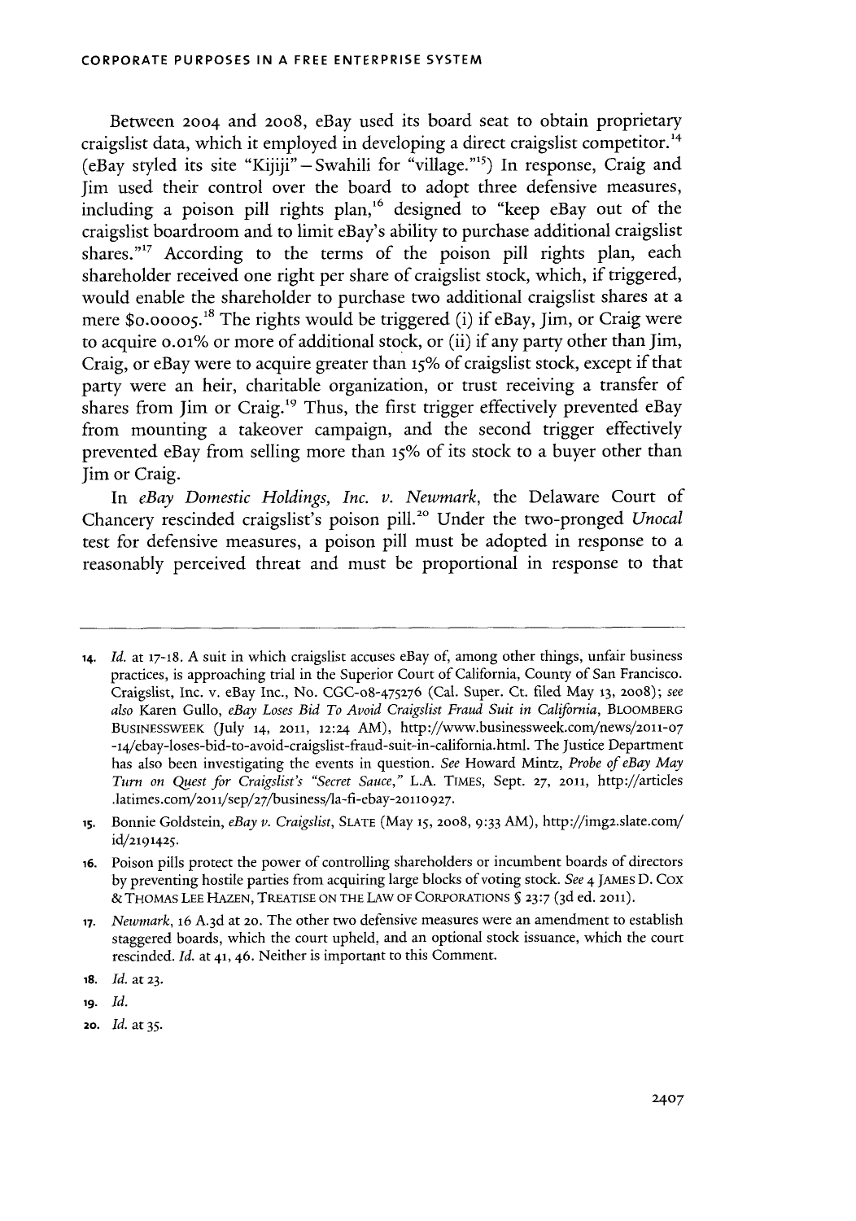Between 2004 and 2008, eBay used its board seat to obtain proprietary craigslist data, which it employed in developing a direct craigslist competitor.[14] (eBay styled its site "Kijiji" – Swahili for "village."[15]) In response, Craig and Jim used their control over the board to adopt three defensive measures, including a poison pill rights plan,[16] designed to "keep eBay out of the craigslist boardroom and to limit eBay's ability to purchase additional craigslist shares."[17] According to the terms of the poison pill rights plan, each shareholder received one right per share of craigslist stock, which, if triggered, would enable the shareholder to purchase two additional craigslist shares at a mere $0.00005.[18] The rights would be triggered (i) if eBay, Jim, or Craig were to acquire 0.01% or more of additional stock, or (ii) if any party other than Jim, Craig, or eBay were to acquire greater than 15% of craigslist stock, except if that party were an heir, charitable organization, or trust receiving a transfer of shares from Jim or Craig.[19] Thus, the first trigger effectively prevented eBay from mounting a takeover campaign, and the second trigger effectively prevented eBay from selling more than 15% of its stock to a buyer other than Jim or Craig.

In *eBay Domestic Holdings, Inc. v. Newmark*, the Delaware Court of Chancery rescinded craigslist's poison pill.[20] Under the two-pronged *Unocal* test for defensive measures, a poison pill must be adopted in response to a reasonably perceived threat and must be proportional in response to that

---

14. *Id.* at 17-18. A suit in which craigslist accuses eBay of, among other things, unfair business practices, is approaching trial in the Superior Court of California, County of San Francisco. Craigslist, Inc. v. eBay Inc., No. CGC-08-475276 (Cal. Super. Ct. filed May 13, 2008); *see also* Karen Gullo, *eBay Loses Bid To Avoid Craigslist Fraud Suit in California*, BLOOMBERG BUSINESSWEEK (July 14, 2011, 12:24 AM), http://www.businessweek.com/news/2011-07-14/ebay-loses-bid-to-avoid-craigslist-fraud-suit-in-california.html. The Justice Department has also been investigating the events in question. *See* Howard Mintz, *Probe of eBay May Turn on Quest for Craigslist's "Secret Sauce,"* L.A. TIMES, Sept. 27, 2011, http://articles.latimes.com/2011/sep/27/business/la-fi-ebay-20110927.

15. Bonnie Goldstein, *eBay v. Craigslist*, SLATE (May 15, 2008, 9:33 AM), http://img2.slate.com/id/2191425.

16. Poison pills protect the power of controlling shareholders or incumbent boards of directors by preventing hostile parties from acquiring large blocks of voting stock. *See* 4 JAMES D. COX & THOMAS LEE HAZEN, TREATISE ON THE LAW OF CORPORATIONS § 23:7 (3d ed. 2011).

17. *Newmark*, 16 A.3d at 20. The other two defensive measures were an amendment to establish staggered boards, which the court upheld, and an optional stock issuance, which the court rescinded. *Id.* at 41, 46. Neither is important to this Comment.

18. *Id.* at 23.

19. *Id.*

20. *Id.* at 35.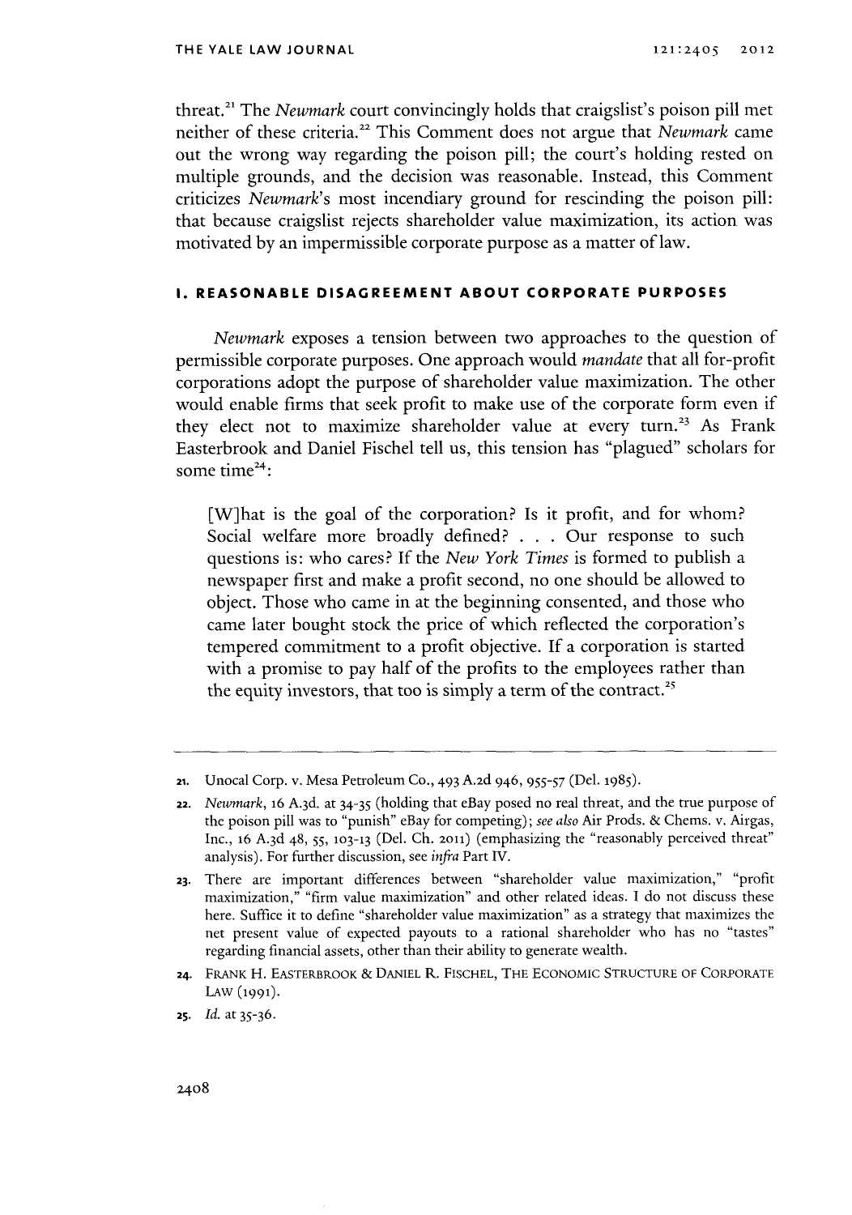threat.[21] The *Newmark* court convincingly holds that craigslist's poison pill met neither of these criteria.[22] This Comment does not argue that *Newmark* came out the wrong way regarding the poison pill; the court's holding rested on multiple grounds, and the decision was reasonable. Instead, this Comment criticizes *Newmark*'s most incendiary ground for rescinding the poison pill: that because craigslist rejects shareholder value maximization, its action was motivated by an impermissible corporate purpose as a matter of law.

## I. REASONABLE DISAGREEMENT ABOUT CORPORATE PURPOSES

*Newmark* exposes a tension between two approaches to the question of permissible corporate purposes. One approach would *mandate* that all for-profit corporations adopt the purpose of shareholder value maximization. The other would enable firms that seek profit to make use of the corporate form even if they elect not to maximize shareholder value at every turn.[23] As Frank Easterbrook and Daniel Fischel tell us, this tension has "plagued" scholars for some time[24]:

> [W]hat is the goal of the corporation? Is it profit, and for whom? Social welfare more broadly defined? . . . Our response to such questions is: who cares? If the *New York Times* is formed to publish a newspaper first and make a profit second, no one should be allowed to object. Those who came in at the beginning consented, and those who came later bought stock the price of which reflected the corporation's tempered commitment to a profit objective. If a corporation is started with a promise to pay half of the profits to the employees rather than the equity investors, that too is simply a term of the contract.[25]

---

21. Unocal Corp. v. Mesa Petroleum Co., 493 A.2d 946, 955-57 (Del. 1985).

22. *Newmark*, 16 A.3d. at 34-35 (holding that eBay posed no real threat, and the true purpose of the poison pill was to "punish" eBay for competing); *see also* Air Prods. & Chems. v. Airgas, Inc., 16 A.3d 48, 55, 103-13 (Del. Ch. 2011) (emphasizing the "reasonably perceived threat" analysis). For further discussion, see *infra* Part IV.

23. There are important differences between "shareholder value maximization," "profit maximization," "firm value maximization" and other related ideas. I do not discuss these here. Suffice it to define "shareholder value maximization" as a strategy that maximizes the net present value of expected payouts to a rational shareholder who has no "tastes" regarding financial assets, other than their ability to generate wealth.

24. FRANK H. EASTERBROOK & DANIEL R. FISCHEL, THE ECONOMIC STRUCTURE OF CORPORATE LAW (1991).

25. *Id.* at 35-36.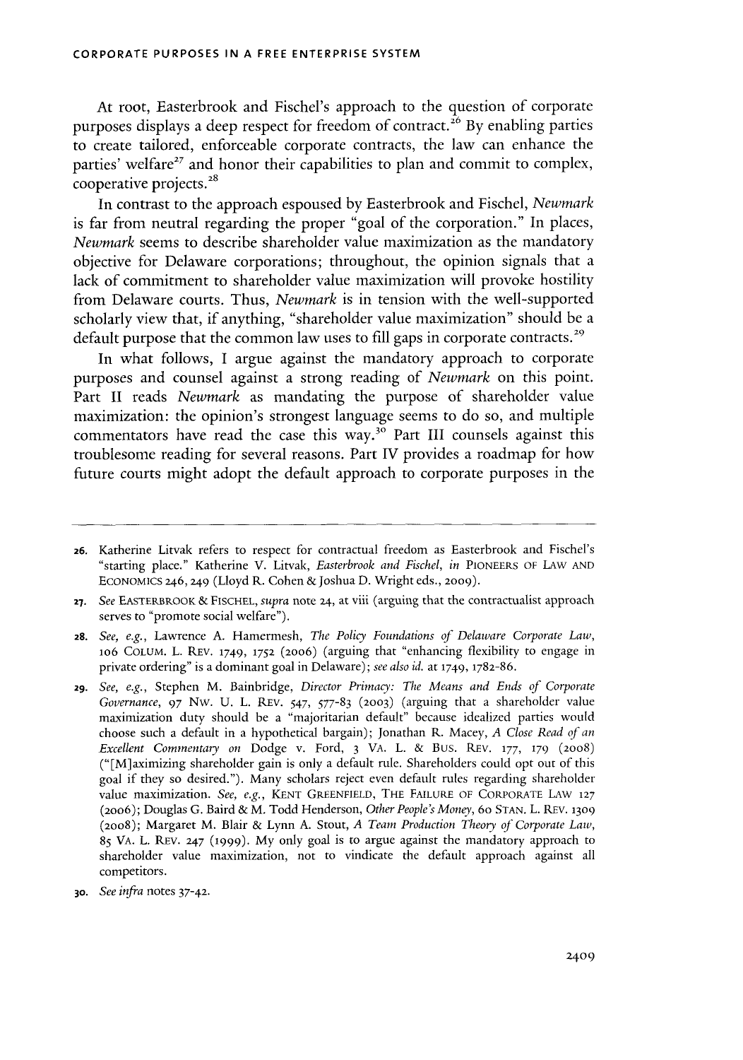At root, Easterbrook and Fischel's approach to the question of corporate purposes displays a deep respect for freedom of contract.[26] By enabling parties to create tailored, enforceable corporate contracts, the law can enhance the parties' welfare[27] and honor their capabilities to plan and commit to complex, cooperative projects.[28]

In contrast to the approach espoused by Easterbrook and Fischel, *Newmark* is far from neutral regarding the proper "goal of the corporation." In places, *Newmark* seems to describe shareholder value maximization as the mandatory objective for Delaware corporations; throughout, the opinion signals that a lack of commitment to shareholder value maximization will provoke hostility from Delaware courts. Thus, *Newmark* is in tension with the well-supported scholarly view that, if anything, "shareholder value maximization" should be a default purpose that the common law uses to fill gaps in corporate contracts.[29]

In what follows, I argue against the mandatory approach to corporate purposes and counsel against a strong reading of *Newmark* on this point. Part II reads *Newmark* as mandating the purpose of shareholder value maximization: the opinion's strongest language seems to do so, and multiple commentators have read the case this way.[30] Part III counsels against this troublesome reading for several reasons. Part IV provides a roadmap for how future courts might adopt the default approach to corporate purposes in the

---

26. Katherine Litvak refers to respect for contractual freedom as Easterbrook and Fischel's "starting place." Katherine V. Litvak, *Easterbrook and Fischel*, *in* PIONEERS OF LAW AND ECONOMICS 246, 249 (Lloyd R. Cohen & Joshua D. Wright eds., 2009).

27. *See* EASTERBROOK & FISCHEL, *supra* note 24, at viii (arguing that the contractualist approach serves to "promote social welfare").

28. *See, e.g.*, Lawrence A. Hamermesh, *The Policy Foundations of Delaware Corporate Law*, 106 COLUM. L. REV. 1749, 1752 (2006) (arguing that "enhancing flexibility to engage in private ordering" is a dominant goal in Delaware); *see also id.* at 1749, 1782-86.

29. *See, e.g.*, Stephen M. Bainbridge, *Director Primacy: The Means and Ends of Corporate Governance*, 97 NW. U. L. REV. 547, 577-83 (2003) (arguing that a shareholder value maximization duty should be a "majoritarian default" because idealized parties would choose such a default in a hypothetical bargain); Jonathan R. Macey, *A Close Read of an Excellent Commentary on* Dodge v. Ford, 3 VA. L. & BUS. REV. 177, 179 (2008) ("[M]aximizing shareholder gain is only a default rule. Shareholders could opt out of this goal if they so desired."). Many scholars reject even default rules regarding shareholder value maximization. *See, e.g.*, KENT GREENFIELD, THE FAILURE OF CORPORATE LAW 127 (2006); Douglas G. Baird & M. Todd Henderson, *Other People's Money*, 60 STAN. L. REV. 1309 (2008); Margaret M. Blair & Lynn A. Stout, *A Team Production Theory of Corporate Law*, 85 VA. L. REV. 247 (1999). My only goal is to argue against the mandatory approach to shareholder value maximization, not to vindicate the default approach against all competitors.

30. *See infra* notes 37-42.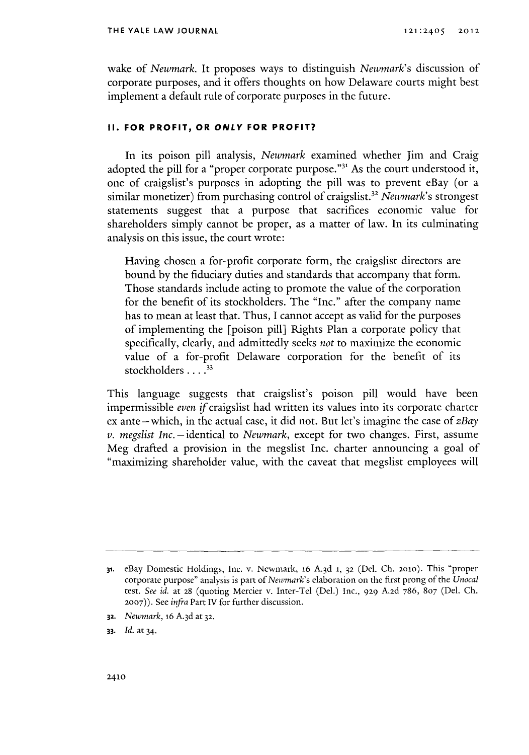wake of *Newmark*. It proposes ways to distinguish *Newmark*'s discussion of corporate purposes, and it offers thoughts on how Delaware courts might best implement a default rule of corporate purposes in the future.

## II. FOR PROFIT, OR *ONLY* FOR PROFIT?

In its poison pill analysis, *Newmark* examined whether Jim and Craig adopted the pill for a "proper corporate purpose."[31] As the court understood it, one of craigslist's purposes in adopting the pill was to prevent eBay (or a similar monetizer) from purchasing control of craigslist.[32] *Newmark*'s strongest statements suggest that a purpose that sacrifices economic value for shareholders simply cannot be proper, as a matter of law. In its culminating analysis on this issue, the court wrote:

> Having chosen a for-profit corporate form, the craigslist directors are bound by the fiduciary duties and standards that accompany that form. Those standards include acting to promote the value of the corporation for the benefit of its stockholders. The "Inc." after the company name has to mean at least that. Thus, I cannot accept as valid for the purposes of implementing the [poison pill] Rights Plan a corporate policy that specifically, clearly, and admittedly seeks *not* to maximize the economic value of a for-profit Delaware corporation for the benefit of its stockholders . . . .[33]

This language suggests that craigslist's poison pill would have been impermissible *even if* craigslist had written its values into its corporate charter ex ante—which, in the actual case, it did not. But let's imagine the case of *zBay v. megslist Inc.*—identical to *Newmark*, except for two changes. First, assume Meg drafted a provision in the megslist Inc. charter announcing a goal of "maximizing shareholder value, with the caveat that megslist employees will

---

31. eBay Domestic Holdings, Inc. v. Newmark, 16 A.3d 1, 32 (Del. Ch. 2010). This "proper corporate purpose" analysis is part of *Newmark*'s elaboration on the first prong of the *Unocal* test. *See id.* at 28 (quoting Mercier v. Inter-Tel (Del.) Inc., 929 A.2d 786, 807 (Del. Ch. 2007)). See *infra* Part IV for further discussion.

32. *Newmark*, 16 A.3d at 32.

33. *Id.* at 34.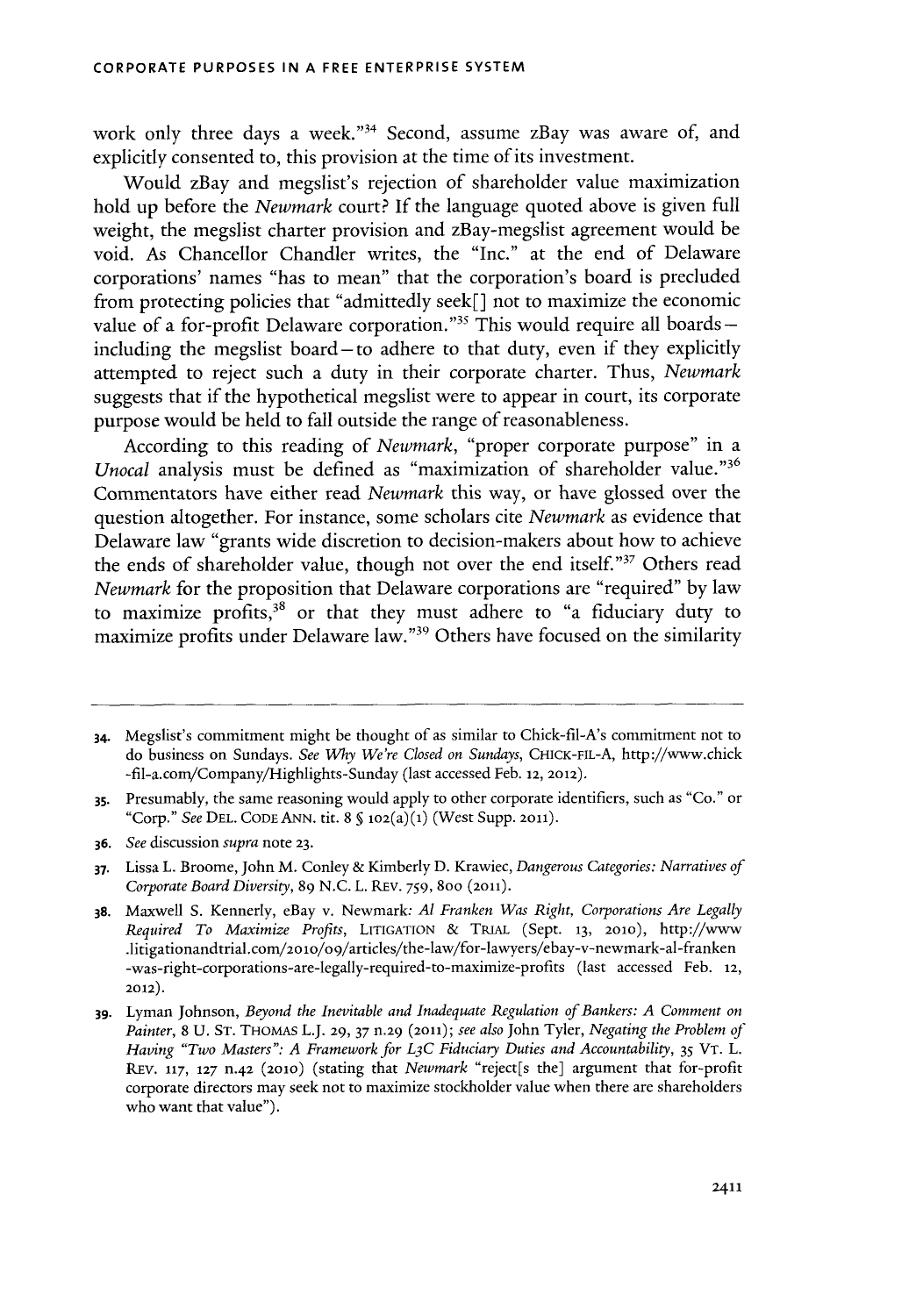work only three days a week."[34] Second, assume zBay was aware of, and explicitly consented to, this provision at the time of its investment.

Would zBay and megslist's rejection of shareholder value maximization hold up before the *Newmark* court? If the language quoted above is given full weight, the megslist charter provision and zBay-megslist agreement would be void. As Chancellor Chandler writes, the "Inc." at the end of Delaware corporations' names "has to mean" that the corporation's board is precluded from protecting policies that "admittedly seek[] not to maximize the economic value of a for-profit Delaware corporation."[35] This would require all boards—including the megslist board—to adhere to that duty, even if they explicitly attempted to reject such a duty in their corporate charter. Thus, *Newmark* suggests that if the hypothetical megslist were to appear in court, its corporate purpose would be held to fall outside the range of reasonableness.

According to this reading of *Newmark*, "proper corporate purpose" in a *Unocal* analysis must be defined as "maximization of shareholder value."[36] Commentators have either read *Newmark* this way, or have glossed over the question altogether. For instance, some scholars cite *Newmark* as evidence that Delaware law "grants wide discretion to decision-makers about how to achieve the ends of shareholder value, though not over the end itself."[37] Others read *Newmark* for the proposition that Delaware corporations are "required" by law to maximize profits,[38] or that they must adhere to "a fiduciary duty to maximize profits under Delaware law."[39] Others have focused on the similarity

---

34. Megslist's commitment might be thought of as similar to Chick-fil-A's commitment not to do business on Sundays. *See Why We're Closed on Sundays*, CHICK-FIL-A, http://www.chick-fil-a.com/Company/Highlights-Sunday (last accessed Feb. 12, 2012).

35. Presumably, the same reasoning would apply to other corporate identifiers, such as "Co." or "Corp." *See* DEL. CODE ANN. tit. 8 § 102(a)(1) (West Supp. 2011).

36. *See* discussion *supra* note 23.

37. Lissa L. Broome, John M. Conley & Kimberly D. Krawiec, *Dangerous Categories: Narratives of Corporate Board Diversity*, 89 N.C. L. REV. 759, 800 (2011).

38. Maxwell S. Kennerly, eBay v. Newmark: *Al Franken Was Right, Corporations Are Legally Required To Maximize Profits*, LITIGATION & TRIAL (Sept. 13, 2010), http://www.litigationandtrial.com/2010/09/articles/the-law/for-lawyers/ebay-v-newmark-al-franken-was-right-corporations-are-legally-required-to-maximize-profits (last accessed Feb. 12, 2012).

39. Lyman Johnson, *Beyond the Inevitable and Inadequate Regulation of Bankers: A Comment on Painter*, 8 U. ST. THOMAS L.J. 29, 37 n.29 (2011); *see also* John Tyler, *Negating the Problem of Having "Two Masters": A Framework for L3C Fiduciary Duties and Accountability*, 35 VT. L. REV. 117, 127 n.42 (2010) (stating that *Newmark* "reject[s the] argument that for-profit corporate directors may seek not to maximize stockholder value when there are shareholders who want that value").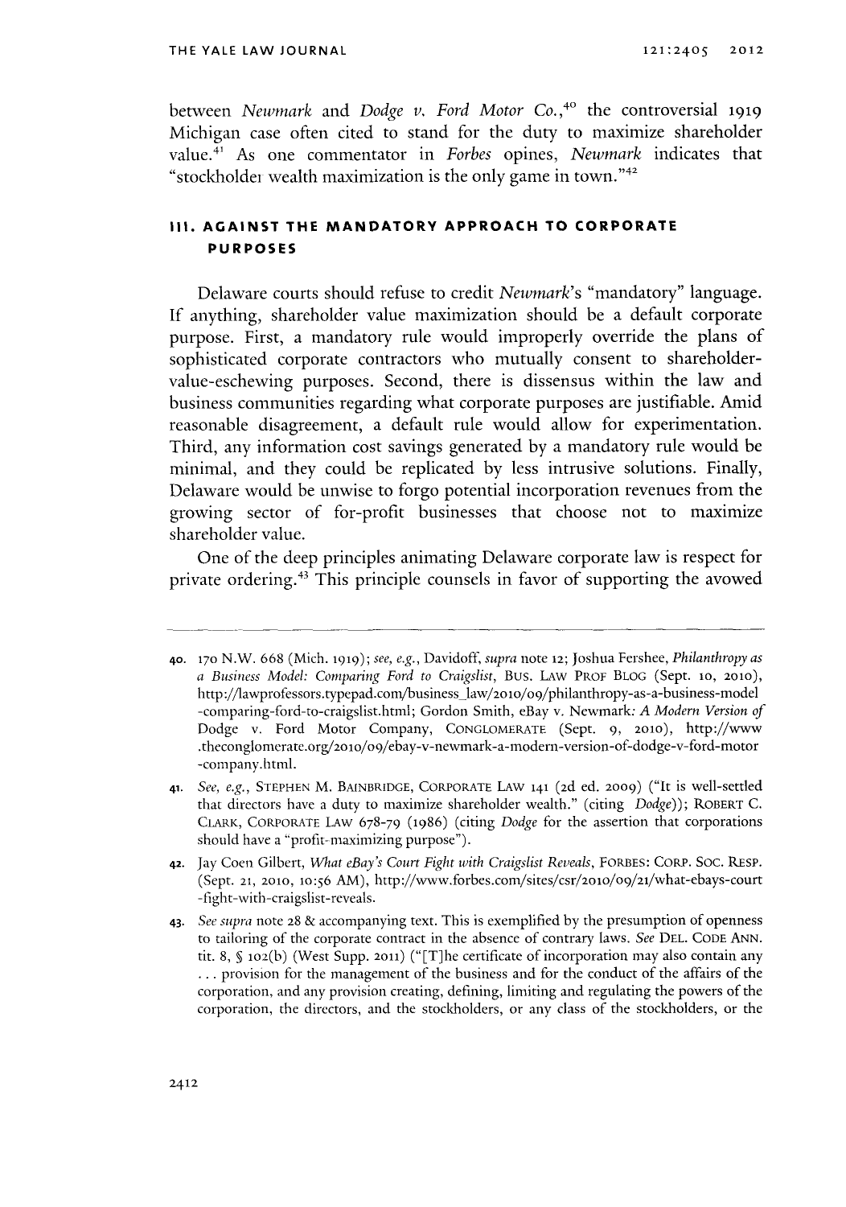between *Newmark* and *Dodge v. Ford Motor Co.*,[40] the controversial 1919 Michigan case often cited to stand for the duty to maximize shareholder value.[41] As one commentator in *Forbes* opines, *Newmark* indicates that "stockholder wealth maximization is the only game in town."[42]

## III. AGAINST THE MANDATORY APPROACH TO CORPORATE PURPOSES

Delaware courts should refuse to credit *Newmark*'s "mandatory" language. If anything, shareholder value maximization should be a default corporate purpose. First, a mandatory rule would improperly override the plans of sophisticated corporate contractors who mutually consent to shareholder-value-eschewing purposes. Second, there is dissensus within the law and business communities regarding what corporate purposes are justifiable. Amid reasonable disagreement, a default rule would allow for experimentation. Third, any information cost savings generated by a mandatory rule would be minimal, and they could be replicated by less intrusive solutions. Finally, Delaware would be unwise to forgo potential incorporation revenues from the growing sector of for-profit businesses that choose not to maximize shareholder value.

One of the deep principles animating Delaware corporate law is respect for private ordering.[43] This principle counsels in favor of supporting the avowed

---

40. 170 N.W. 668 (Mich. 1919); *see, e.g.*, Davidoff, *supra* note 12; Joshua Fershee, *Philanthropy as a Business Model: Comparing Ford to Craigslist*, BUS. LAW PROF BLOG (Sept. 10, 2010), http://lawprofessors.typepad.com/business_law/2010/09/philanthropy-as-a-business-model-comparing-ford-to-craigslist.html; Gordon Smith, eBay v. Newmark: *A Modern Version of* Dodge v. Ford Motor Company, CONGLOMERATE (Sept. 9, 2010), http://www.theconglomerate.org/2010/09/ebay-v-newmark-a-modern-version-of-dodge-v-ford-motor-company.html.

41. *See, e.g.*, STEPHEN M. BAINBRIDGE, CORPORATE LAW 141 (2d ed. 2009) ("It is well-settled that directors have a duty to maximize shareholder wealth." (citing *Dodge*)); ROBERT C. CLARK, CORPORATE LAW 678-79 (1986) (citing *Dodge* for the assertion that corporations should have a "profit-maximizing purpose").

42. Jay Coen Gilbert, *What eBay's Court Fight with Craigslist Reveals*, FORBES: CORP. SOC. RESP. (Sept. 21, 2010, 10:56 AM), http://www.forbes.com/sites/csr/2010/09/21/what-ebays-court-fight-with-craigslist-reveals.

43. *See supra* note 28 & accompanying text. This is exemplified by the presumption of openness to tailoring of the corporate contract in the absence of contrary laws. *See* DEL. CODE ANN. tit. 8, § 102(b) (West Supp. 2011) ("[T]he certificate of incorporation may also contain any . . . provision for the management of the business and for the conduct of the affairs of the corporation, and any provision creating, defining, limiting and regulating the powers of the corporation, the directors, and the stockholders, or any class of the stockholders, or the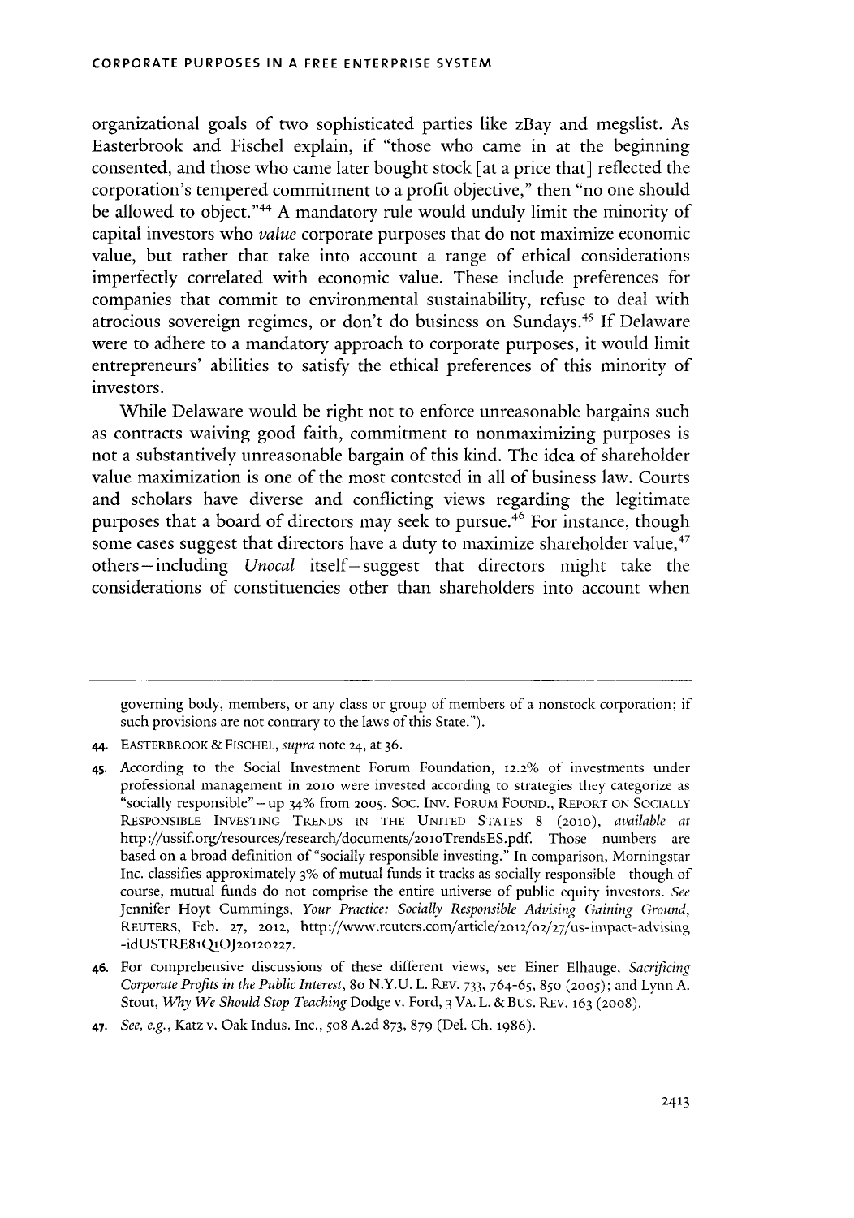organizational goals of two sophisticated parties like zBay and megslist. As Easterbrook and Fischel explain, if "those who came in at the beginning consented, and those who came later bought stock [at a price that] reflected the corporation's tempered commitment to a profit objective," then "no one should be allowed to object."[44] A mandatory rule would unduly limit the minority of capital investors who *value* corporate purposes that do not maximize economic value, but rather that take into account a range of ethical considerations imperfectly correlated with economic value. These include preferences for companies that commit to environmental sustainability, refuse to deal with atrocious sovereign regimes, or don't do business on Sundays.[45] If Delaware were to adhere to a mandatory approach to corporate purposes, it would limit entrepreneurs' abilities to satisfy the ethical preferences of this minority of investors.

While Delaware would be right not to enforce unreasonable bargains such as contracts waiving good faith, commitment to nonmaximizing purposes is not a substantively unreasonable bargain of this kind. The idea of shareholder value maximization is one of the most contested in all of business law. Courts and scholars have diverse and conflicting views regarding the legitimate purposes that a board of directors may seek to pursue.[46] For instance, though some cases suggest that directors have a duty to maximize shareholder value,[47] others—including *Unocal* itself—suggest that directors might take the considerations of constituencies other than shareholders into account when

---

governing body, members, or any class or group of members of a nonstock corporation; if such provisions are not contrary to the laws of this State.").

44. EASTERBROOK & FISCHEL, *supra* note 24, at 36.

45. According to the Social Investment Forum Foundation, 12.2% of investments under professional management in 2010 were invested according to strategies they categorize as "socially responsible"—up 34% from 2005. SOC. INV. FORUM FOUND., REPORT ON SOCIALLY RESPONSIBLE INVESTING TRENDS IN THE UNITED STATES 8 (2010), *available at* http://ussif.org/resources/research/documents/2010TrendsES.pdf. Those numbers are based on a broad definition of "socially responsible investing." In comparison, Morningstar Inc. classifies approximately 3% of mutual funds it tracks as socially responsible—though of course, mutual funds do not comprise the entire universe of public equity investors. *See* Jennifer Hoyt Cummings, *Your Practice: Socially Responsible Advising Gaining Ground*, REUTERS, Feb. 27, 2012, http://www.reuters.com/article/2012/02/27/us-impact-advising-idUSTRE81Q1OJ20120227.

46. For comprehensive discussions of these different views, see Einer Elhauge, *Sacrificing Corporate Profits in the Public Interest*, 80 N.Y.U. L. REV. 733, 764-65, 850 (2005); and Lynn A. Stout, *Why We Should Stop Teaching* Dodge v. Ford, 3 VA. L. & BUS. REV. 163 (2008).

47. *See, e.g.*, Katz v. Oak Indus. Inc., 508 A.2d 873, 879 (Del. Ch. 1986).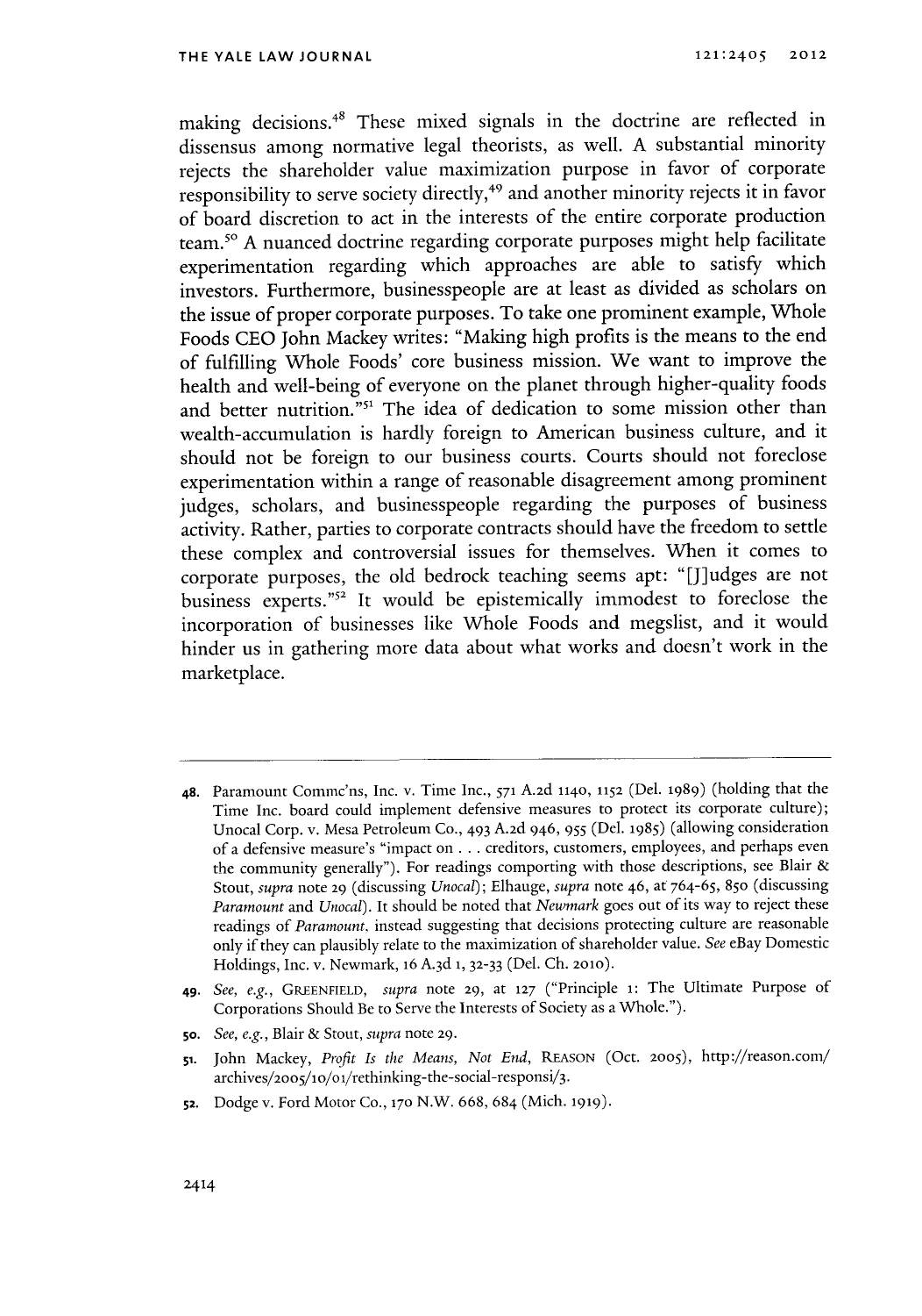making decisions.[48] These mixed signals in the doctrine are reflected in dissensus among normative legal theorists, as well. A substantial minority rejects the shareholder value maximization purpose in favor of corporate responsibility to serve society directly,[49] and another minority rejects it in favor of board discretion to act in the interests of the entire corporate production team.[50] A nuanced doctrine regarding corporate purposes might help facilitate experimentation regarding which approaches are able to satisfy which investors. Furthermore, businesspeople are at least as divided as scholars on the issue of proper corporate purposes. To take one prominent example, Whole Foods CEO John Mackey writes: "Making high profits is the means to the end of fulfilling Whole Foods' core business mission. We want to improve the health and well-being of everyone on the planet through higher-quality foods and better nutrition."[51] The idea of dedication to some mission other than wealth-accumulation is hardly foreign to American business culture, and it should not be foreign to our business courts. Courts should not foreclose experimentation within a range of reasonable disagreement among prominent judges, scholars, and businesspeople regarding the purposes of business activity. Rather, parties to corporate contracts should have the freedom to settle these complex and controversial issues for themselves. When it comes to corporate purposes, the old bedrock teaching seems apt: "[J]udges are not business experts."[52] It would be epistemically immodest to foreclose the incorporation of businesses like Whole Foods and megslist, and it would hinder us in gathering more data about what works and doesn't work in the marketplace.

---

48. Paramount Commc'ns, Inc. v. Time Inc., 571 A.2d 1140, 1152 (Del. 1989) (holding that the Time Inc. board could implement defensive measures to protect its corporate culture); Unocal Corp. v. Mesa Petroleum Co., 493 A.2d 946, 955 (Del. 1985) (allowing consideration of a defensive measure's "impact on . . . creditors, customers, employees, and perhaps even the community generally"). For readings comporting with those descriptions, see Blair & Stout, *supra* note 29 (discussing *Unocal*); Elhauge, *supra* note 46, at 764-65, 850 (discussing *Paramount* and *Unocal*). It should be noted that *Newmark* goes out of its way to reject these readings of *Paramount*, instead suggesting that decisions protecting culture are reasonable only if they can plausibly relate to the maximization of shareholder value. *See* eBay Domestic Holdings, Inc. v. Newmark, 16 A.3d 1, 32-33 (Del. Ch. 2010).

49. *See, e.g.*, GREENFIELD, *supra* note 29, at 127 ("Principle 1: The Ultimate Purpose of Corporations Should Be to Serve the Interests of Society as a Whole.").

50. *See, e.g.*, Blair & Stout, *supra* note 29.

51. John Mackey, *Profit Is the Means, Not End*, REASON (Oct. 2005), http://reason.com/archives/2005/10/01/rethinking-the-social-responsi/3.

52. Dodge v. Ford Motor Co., 170 N.W. 668, 684 (Mich. 1919).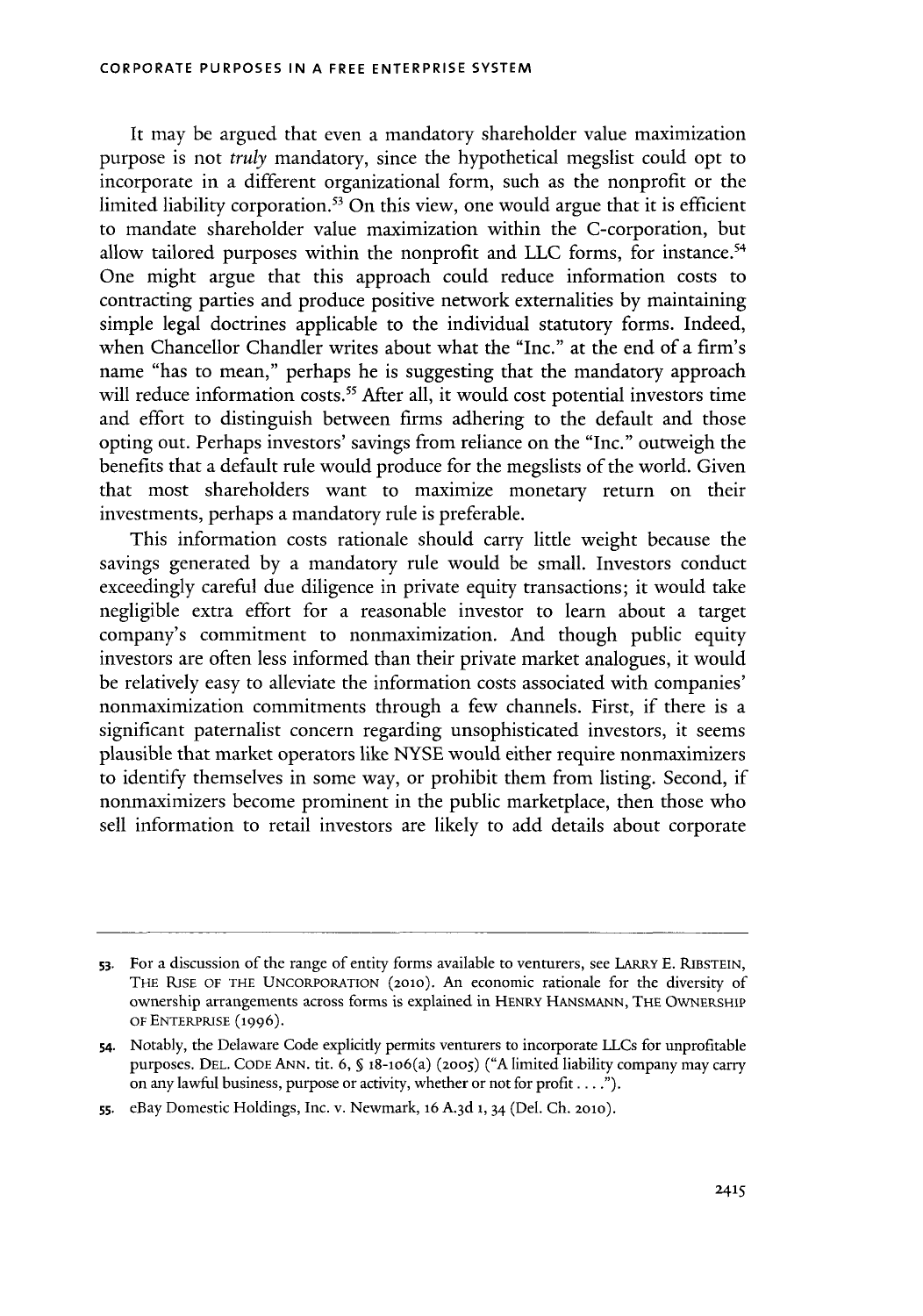It may be argued that even a mandatory shareholder value maximization purpose is not *truly* mandatory, since the hypothetical megslist could opt to incorporate in a different organizational form, such as the nonprofit or the limited liability corporation.[53] On this view, one would argue that it is efficient to mandate shareholder value maximization within the C-corporation, but allow tailored purposes within the nonprofit and LLC forms, for instance.[54] One might argue that this approach could reduce information costs to contracting parties and produce positive network externalities by maintaining simple legal doctrines applicable to the individual statutory forms. Indeed, when Chancellor Chandler writes about what the "Inc." at the end of a firm's name "has to mean," perhaps he is suggesting that the mandatory approach will reduce information costs.[55] After all, it would cost potential investors time and effort to distinguish between firms adhering to the default and those opting out. Perhaps investors' savings from reliance on the "Inc." outweigh the benefits that a default rule would produce for the megslists of the world. Given that most shareholders want to maximize monetary return on their investments, perhaps a mandatory rule is preferable.

This information costs rationale should carry little weight because the savings generated by a mandatory rule would be small. Investors conduct exceedingly careful due diligence in private equity transactions; it would take negligible extra effort for a reasonable investor to learn about a target company's commitment to nonmaximization. And though public equity investors are often less informed than their private market analogues, it would be relatively easy to alleviate the information costs associated with companies' nonmaximization commitments through a few channels. First, if there is a significant paternalist concern regarding unsophisticated investors, it seems plausible that market operators like NYSE would either require nonmaximizers to identify themselves in some way, or prohibit them from listing. Second, if nonmaximizers become prominent in the public marketplace, then those who sell information to retail investors are likely to add details about corporate

---

53. For a discussion of the range of entity forms available to venturers, see LARRY E. RIBSTEIN, THE RISE OF THE UNCORPORATION (2010). An economic rationale for the diversity of ownership arrangements across forms is explained in HENRY HANSMANN, THE OWNERSHIP OF ENTERPRISE (1996).

54. Notably, the Delaware Code explicitly permits venturers to incorporate LLCs for unprofitable purposes. DEL. CODE ANN. tit. 6, § 18-106(a) (2005) ("A limited liability company may carry on any lawful business, purpose or activity, whether or not for profit . . . .").

55. eBay Domestic Holdings, Inc. v. Newmark, 16 A.3d 1, 34 (Del. Ch. 2010).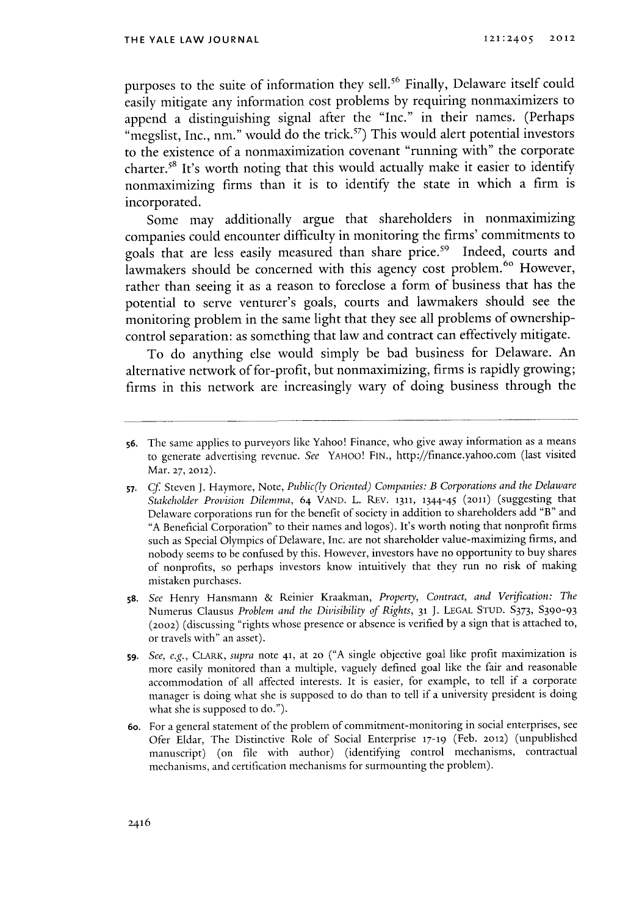purposes to the suite of information they sell.[56] Finally, Delaware itself could easily mitigate any information cost problems by requiring nonmaximizers to append a distinguishing signal after the "Inc." in their names. (Perhaps "megslist, Inc., nm." would do the trick.[57]) This would alert potential investors to the existence of a nonmaximization covenant "running with" the corporate charter.[58] It's worth noting that this would actually make it easier to identify nonmaximizing firms than it is to identify the state in which a firm is incorporated.

Some may additionally argue that shareholders in nonmaximizing companies could encounter difficulty in monitoring the firms' commitments to goals that are less easily measured than share price.[59] Indeed, courts and lawmakers should be concerned with this agency cost problem.[60] However, rather than seeing it as a reason to foreclose a form of business that has the potential to serve venturer's goals, courts and lawmakers should see the monitoring problem in the same light that they see all problems of ownership-control separation: as something that law and contract can effectively mitigate.

To do anything else would simply be bad business for Delaware. An alternative network of for-profit, but nonmaximizing, firms is rapidly growing; firms in this network are increasingly wary of doing business through the

---

56. The same applies to purveyors like Yahoo! Finance, who give away information as a means to generate advertising revenue. *See* YAHOO! FIN., http://finance.yahoo.com (last visited Mar. 27, 2012).

57. *Cf.* Steven J. Haymore, Note, *Public(ly Oriented) Companies: B Corporations and the Delaware Stakeholder Provision Dilemma*, 64 VAND. L. REV. 1311, 1344-45 (2011) (suggesting that Delaware corporations run for the benefit of society in addition to shareholders add "B" and "A Beneficial Corporation" to their names and logos). It's worth noting that nonprofit firms such as Special Olympics of Delaware, Inc. are not shareholder value-maximizing firms, and nobody seems to be confused by this. However, investors have no opportunity to buy shares of nonprofits, so perhaps investors know intuitively that they run no risk of making mistaken purchases.

58. *See* Henry Hansmann & Reinier Kraakman, *Property, Contract, and Verification: The* Numerus Clausus *Problem and the Divisibility of Rights*, 31 J. LEGAL STUD. S373, S390-93 (2002) (discussing "rights whose presence or absence is verified by a sign that is attached to, or travels with" an asset).

59. *See, e.g.*, CLARK, *supra* note 41, at 20 ("A single objective goal like profit maximization is more easily monitored than a multiple, vaguely defined goal like the fair and reasonable accommodation of all affected interests. It is easier, for example, to tell if a corporate manager is doing what she is supposed to do than to tell if a university president is doing what she is supposed to do.").

60. For a general statement of the problem of commitment-monitoring in social enterprises, see Ofer Eldar, The Distinctive Role of Social Enterprise 17-19 (Feb. 2012) (unpublished manuscript) (on file with author) (identifying control mechanisms, contractual mechanisms, and certification mechanisms for surmounting the problem).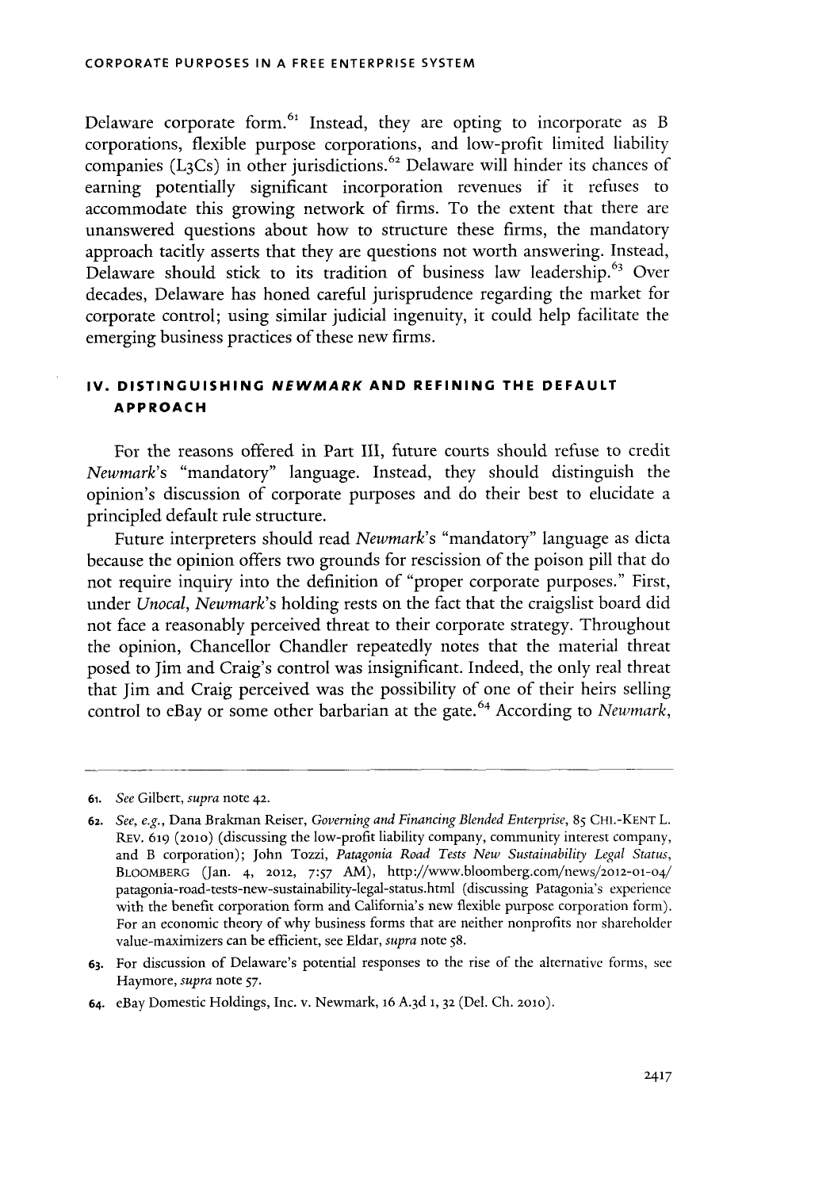Delaware corporate form.[61] Instead, they are opting to incorporate as B corporations, flexible purpose corporations, and low-profit limited liability companies (L3Cs) in other jurisdictions.[62] Delaware will hinder its chances of earning potentially significant incorporation revenues if it refuses to accommodate this growing network of firms. To the extent that there are unanswered questions about how to structure these firms, the mandatory approach tacitly asserts that they are questions not worth answering. Instead, Delaware should stick to its tradition of business law leadership.[63] Over decades, Delaware has honed careful jurisprudence regarding the market for corporate control; using similar judicial ingenuity, it could help facilitate the emerging business practices of these new firms.

## IV. DISTINGUISHING *NEWMARK* AND REFINING THE DEFAULT APPROACH

For the reasons offered in Part III, future courts should refuse to credit *Newmark*'s "mandatory" language. Instead, they should distinguish the opinion's discussion of corporate purposes and do their best to elucidate a principled default rule structure.

Future interpreters should read *Newmark*'s "mandatory" language as dicta because the opinion offers two grounds for rescission of the poison pill that do not require inquiry into the definition of "proper corporate purposes." First, under *Unocal*, *Newmark*'s holding rests on the fact that the craigslist board did not face a reasonably perceived threat to their corporate strategy. Throughout the opinion, Chancellor Chandler repeatedly notes that the material threat posed to Jim and Craig's control was insignificant. Indeed, the only real threat that Jim and Craig perceived was the possibility of one of their heirs selling control to eBay or some other barbarian at the gate.[64] According to *Newmark*,

---

61. *See* Gilbert, *supra* note 42.

62. *See, e.g.*, Dana Brakman Reiser, *Governing and Financing Blended Enterprise*, 85 CHI.-KENT L. REV. 619 (2010) (discussing the low-profit liability company, community interest company, and B corporation); John Tozzi, *Patagonia Road Tests New Sustainability Legal Status*, BLOOMBERG (Jan. 4, 2012, 7:57 AM), http://www.bloomberg.com/news/2012-01-04/patagonia-road-tests-new-sustainability-legal-status.html (discussing Patagonia's experience with the benefit corporation form and California's new flexible purpose corporation form). For an economic theory of why business forms that are neither nonprofits nor shareholder value-maximizers can be efficient, see Eldar, *supra* note 58.

63. For discussion of Delaware's potential responses to the rise of the alternative forms, see Haymore, *supra* note 57.

64. eBay Domestic Holdings, Inc. v. Newmark, 16 A.3d 1, 32 (Del. Ch. 2010).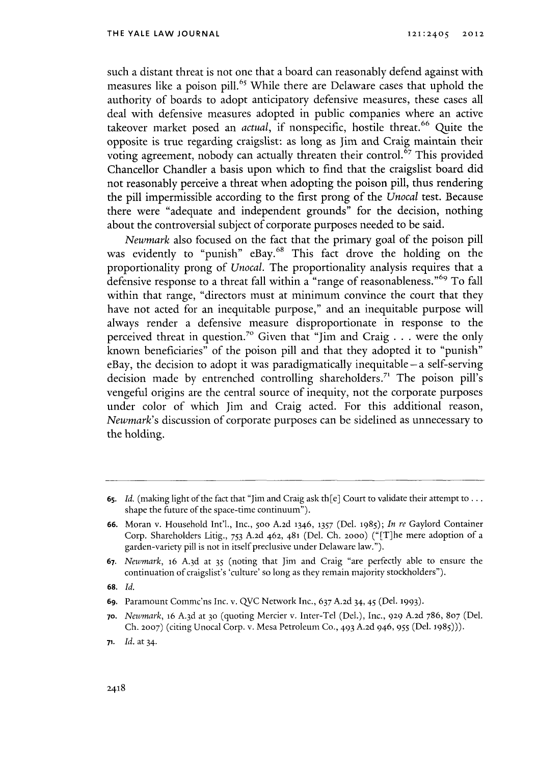such a distant threat is not one that a board can reasonably defend against with measures like a poison pill.[65] While there are Delaware cases that uphold the authority of boards to adopt anticipatory defensive measures, these cases all deal with defensive measures adopted in public companies where an active takeover market posed an *actual*, if nonspecific, hostile threat.[66] Quite the opposite is true regarding craigslist: as long as Jim and Craig maintain their voting agreement, nobody can actually threaten their control.[67] This provided Chancellor Chandler a basis upon which to find that the craigslist board did not reasonably perceive a threat when adopting the poison pill, thus rendering the pill impermissible according to the first prong of the *Unocal* test. Because there were "adequate and independent grounds" for the decision, nothing about the controversial subject of corporate purposes needed to be said.

*Newmark* also focused on the fact that the primary goal of the poison pill was evidently to "punish" eBay.[68] This fact drove the holding on the proportionality prong of *Unocal*. The proportionality analysis requires that a defensive response to a threat fall within a "range of reasonableness."[69] To fall within that range, "directors must at minimum convince the court that they have not acted for an inequitable purpose," and an inequitable purpose will always render a defensive measure disproportionate in response to the perceived threat in question.[70] Given that "Jim and Craig . . . were the only known beneficiaries" of the poison pill and that they adopted it to "punish" eBay, the decision to adopt it was paradigmatically inequitable—a self-serving decision made by entrenched controlling shareholders.[71] The poison pill's vengeful origins are the central source of inequity, not the corporate purposes under color of which Jim and Craig acted. For this additional reason, *Newmark*'s discussion of corporate purposes can be sidelined as unnecessary to the holding.

---

65. *Id.* (making light of the fact that "Jim and Craig ask th[e] Court to validate their attempt to . . . shape the future of the space-time continuum").

66. Moran v. Household Int'l., Inc., 500 A.2d 1346, 1357 (Del. 1985); *In re* Gaylord Container Corp. Shareholders Litig., 753 A.2d 462, 481 (Del. Ch. 2000) ("[T]he mere adoption of a garden-variety pill is not in itself preclusive under Delaware law.").

67. *Newmark*, 16 A.3d at 35 (noting that Jim and Craig "are perfectly able to ensure the continuation of craigslist's 'culture' so long as they remain majority stockholders").

68. *Id.*

69. Paramount Commc'ns Inc. v. QVC Network Inc., 637 A.2d 34, 45 (Del. 1993).

70. *Newmark*, 16 A.3d at 30 (quoting Mercier v. Inter-Tel (Del.), Inc., 929 A.2d 786, 807 (Del. Ch. 2007) (citing Unocal Corp. v. Mesa Petroleum Co., 493 A.2d 946, 955 (Del. 1985))).

71. *Id.* at 34.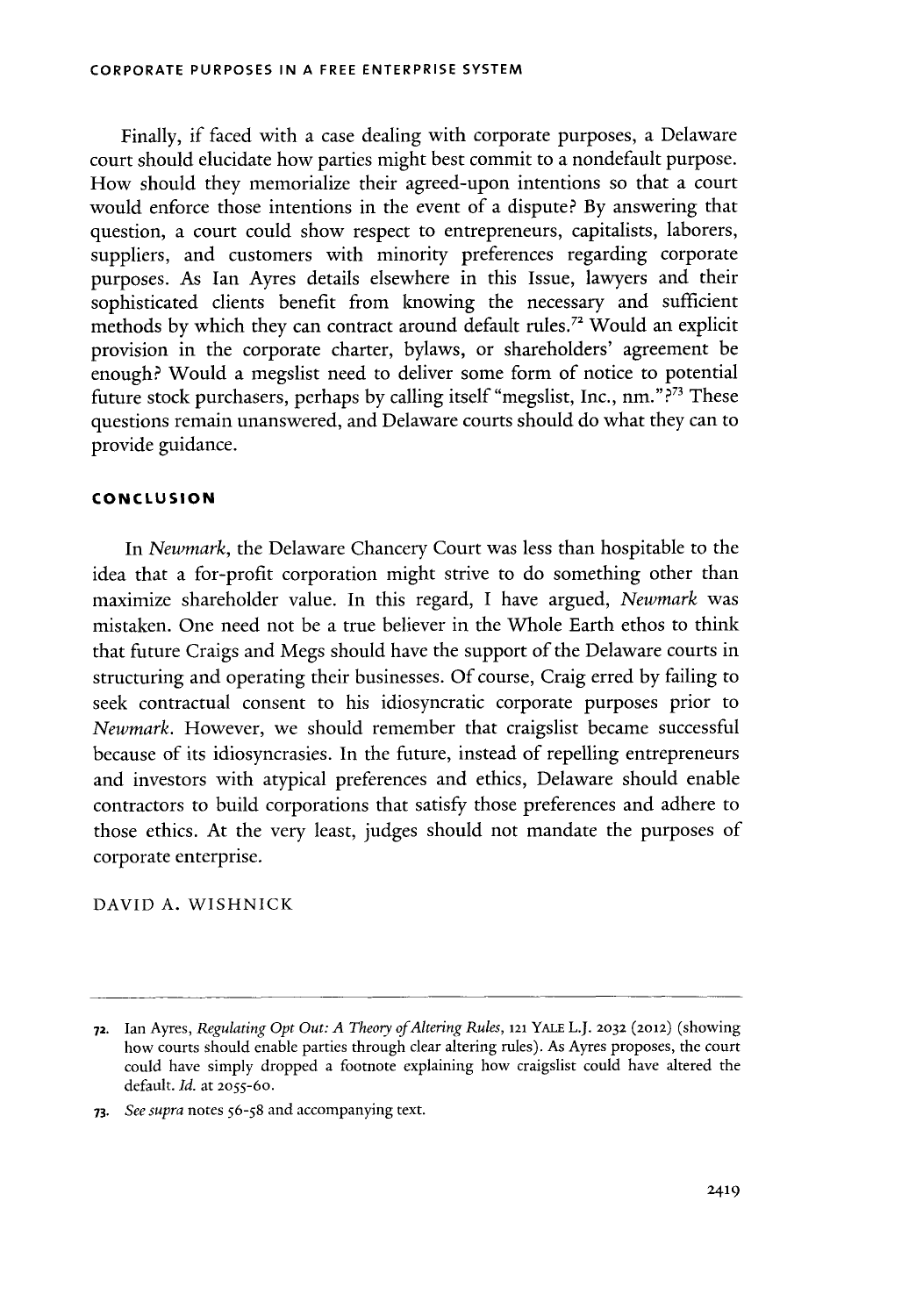Finally, if faced with a case dealing with corporate purposes, a Delaware court should elucidate how parties might best commit to a nondefault purpose. How should they memorialize their agreed-upon intentions so that a court would enforce those intentions in the event of a dispute? By answering that question, a court could show respect to entrepreneurs, capitalists, laborers, suppliers, and customers with minority preferences regarding corporate purposes. As Ian Ayres details elsewhere in this Issue, lawyers and their sophisticated clients benefit from knowing the necessary and sufficient methods by which they can contract around default rules.[72] Would an explicit provision in the corporate charter, bylaws, or shareholders' agreement be enough? Would a megslist need to deliver some form of notice to potential future stock purchasers, perhaps by calling itself "megslist, Inc., nm."?[73] These questions remain unanswered, and Delaware courts should do what they can to provide guidance.

## CONCLUSION

In *Newmark*, the Delaware Chancery Court was less than hospitable to the idea that a for-profit corporation might strive to do something other than maximize shareholder value. In this regard, I have argued, *Newmark* was mistaken. One need not be a true believer in the Whole Earth ethos to think that future Craigs and Megs should have the support of the Delaware courts in structuring and operating their businesses. Of course, Craig erred by failing to seek contractual consent to his idiosyncratic corporate purposes prior to *Newmark*. However, we should remember that craigslist became successful because of its idiosyncrasies. In the future, instead of repelling entrepreneurs and investors with atypical preferences and ethics, Delaware should enable contractors to build corporations that satisfy those preferences and adhere to those ethics. At the very least, judges should not mandate the purposes of corporate enterprise.

DAVID A. WISHNICK

---

72. Ian Ayres, *Regulating Opt Out: A Theory of Altering Rules*, 121 YALE L.J. 2032 (2012) (showing how courts should enable parties through clear altering rules). As Ayres proposes, the court could have simply dropped a footnote explaining how craigslist could have altered the default. *Id.* at 2055-60.

73. *See supra* notes 56-58 and accompanying text.